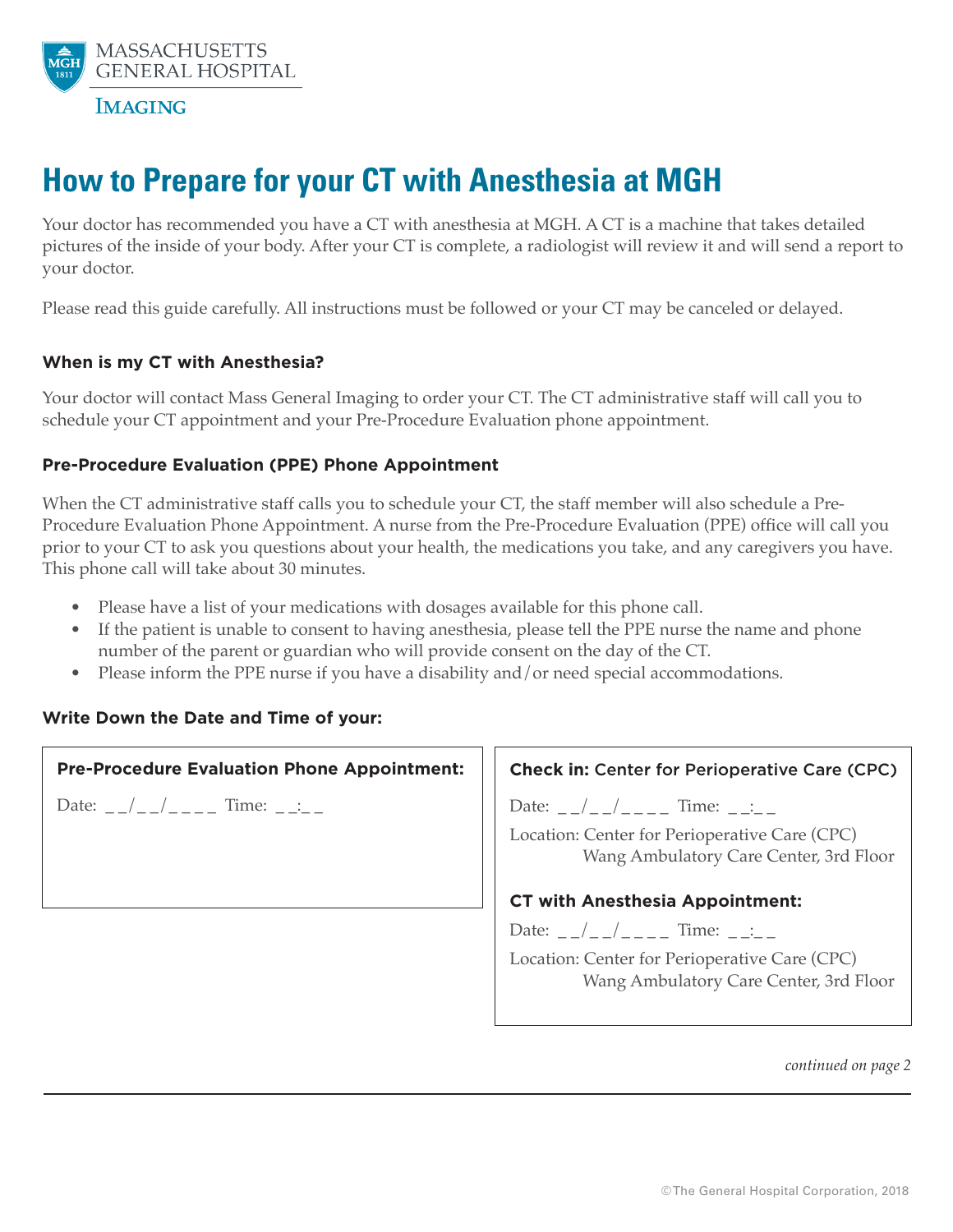MASSACHUSETTS GENERAL HOSPITAL

IMAGING

# How to Prepare for your CT with Anesthesia at MGH

Your doctor has recommended you have a CT with anesthesia at MGH. A CT is a machine that takes detailed pictures of the inside of your body. After your CT is complete, a radiologist will review it and will send a report to your doctor.

Please read this guide carefully. All instructions must be followed or your CT may be canceled or delayed.

### When is my CT with Anesthesia?

Your doctor will contact Mass General Imaging to order your CT. The CT administrative staff will call you to schedule your CT appointment and your Pre-Procedure Evaluation phone appointment.

### Pre-Procedure Evaluation (PPE) Phone Appointment

When the CT administrative staff calls you to schedule your CT, the staff member will also schedule a Pre-Procedure Evaluation Phone Appointment. A nurse from the Pre-Procedure Evaluation (PPE) office will call you prior to your CT to ask you questions about your health, the medications you take, and any caregivers you have. This phone call will take about 30 minutes.

- Please have a list of your medications with dosages available for this phone call.
- If the patient is unable to consent to having anesthesia, please tell the PPE nurse the name and phone number of the parent or guardian who will provide consent on the day of the CT.
- Please inform the PPE nurse if you have a disability and/or need special accommodations.

### Write Down the Date and Time of your:

**Pre-Procedure Evaluation Phone Appointment:**

Date: __/__/____ Time: __:__

**Check in:** Center for Perioperative Care (CPC)

Date: __/__/____ Time: __:__

Location: Center for Perioperative Care (CPC)
Wang Ambulatory Care Center, 3rd Floor

**CT with Anesthesia Appointment:**

Date: __/__/____ Time: __:__

Location: Center for Perioperative Care (CPC)
Wang Ambulatory Care Center, 3rd Floor

*continued on page 2*

©The General Hospital Corporation, 2018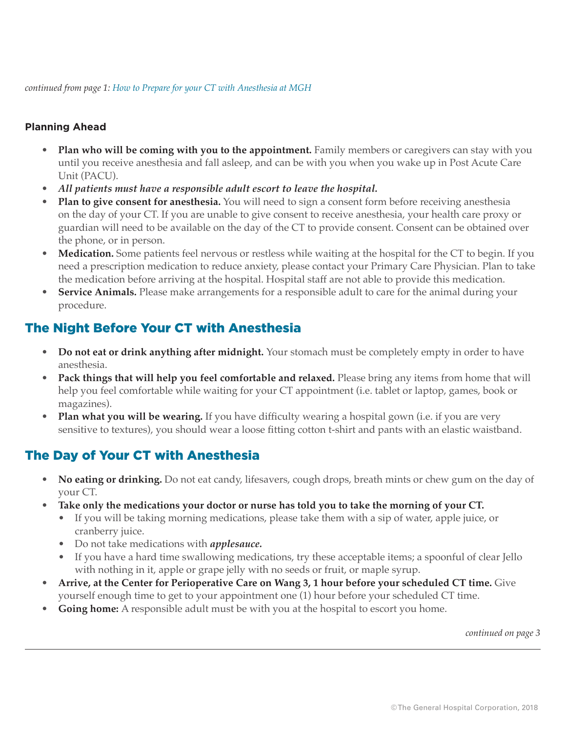*continued from page 1: How to Prepare for your CT with Anesthesia at MGH*

**Planning Ahead**

- **Plan who will be coming with you to the appointment.** Family members or caregivers can stay with you until you receive anesthesia and fall asleep, and can be with you when you wake up in Post Acute Care Unit (PACU).
- ***All patients must have a responsible adult escort to leave the hospital.***
- **Plan to give consent for anesthesia.** You will need to sign a consent form before receiving anesthesia on the day of your CT. If you are unable to give consent to receive anesthesia, your health care proxy or guardian will need to be available on the day of the CT to provide consent. Consent can be obtained over the phone, or in person.
- **Medication.** Some patients feel nervous or restless while waiting at the hospital for the CT to begin. If you need a prescription medication to reduce anxiety, please contact your Primary Care Physician. Plan to take the medication before arriving at the hospital. Hospital staff are not able to provide this medication.
- **Service Animals.** Please make arrangements for a responsible adult to care for the animal during your procedure.

## The Night Before Your CT with Anesthesia

- **Do not eat or drink anything after midnight.** Your stomach must be completely empty in order to have anesthesia.
- **Pack things that will help you feel comfortable and relaxed.** Please bring any items from home that will help you feel comfortable while waiting for your CT appointment (i.e. tablet or laptop, games, book or magazines).
- **Plan what you will be wearing.** If you have difficulty wearing a hospital gown (i.e. if you are very sensitive to textures), you should wear a loose fitting cotton t-shirt and pants with an elastic waistband.

## The Day of Your CT with Anesthesia

- **No eating or drinking.** Do not eat candy, lifesavers, cough drops, breath mints or chew gum on the day of your CT.
- **Take only the medications your doctor or nurse has told you to take the morning of your CT.**
  - If you will be taking morning medications, please take them with a sip of water, apple juice, or cranberry juice.
  - Do not take medications with ***applesauce.***
  - If you have a hard time swallowing medications, try these acceptable items; a spoonful of clear Jello with nothing in it, apple or grape jelly with no seeds or fruit, or maple syrup.
- **Arrive, at the Center for Perioperative Care on Wang 3, 1 hour before your scheduled CT time.** Give yourself enough time to get to your appointment one (1) hour before your scheduled CT time.
- **Going home:** A responsible adult must be with you at the hospital to escort you home.

*continued on page 3*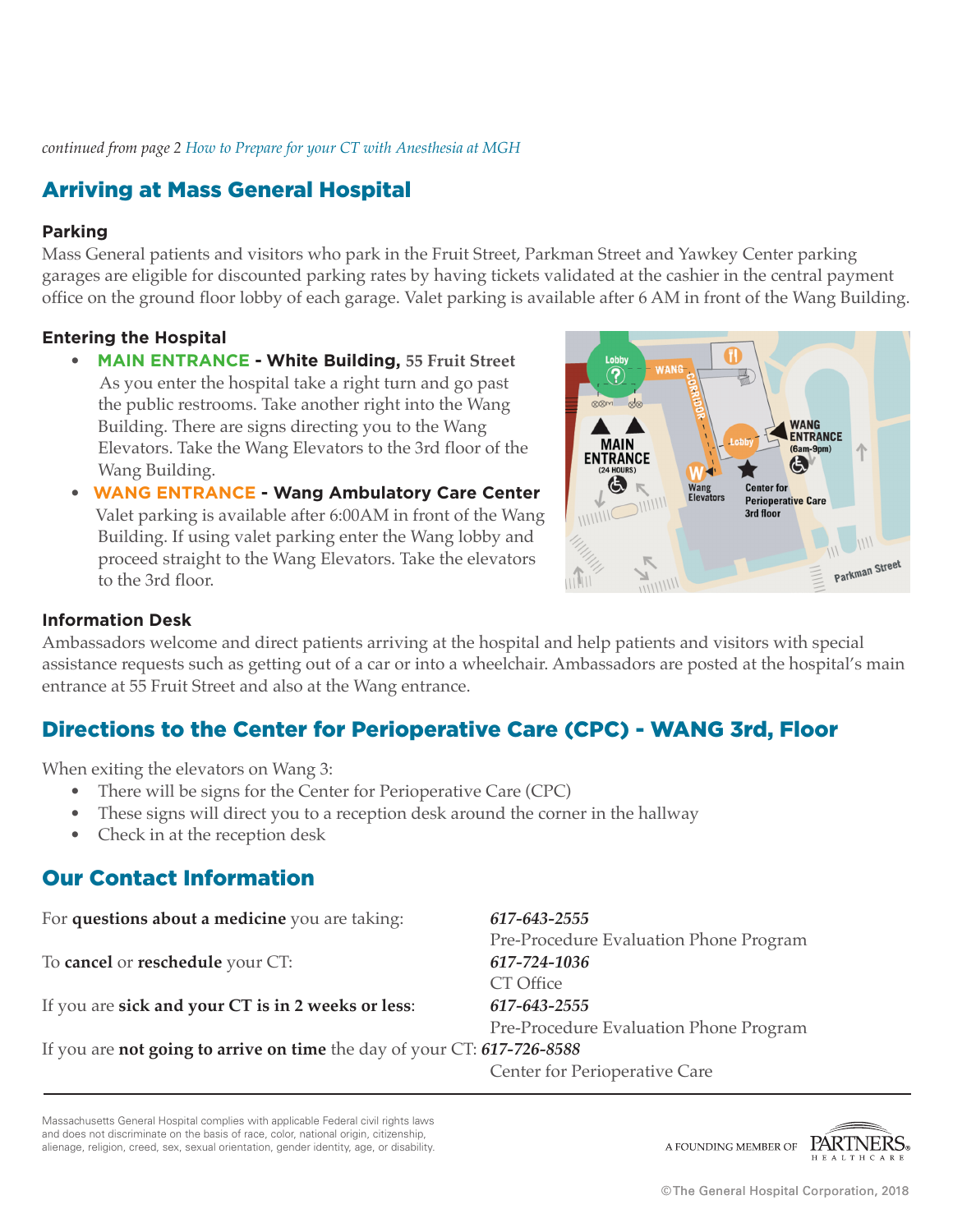*continued from page 2 How to Prepare for your CT with Anesthesia at MGH*

## Arriving at Mass General Hospital

### Parking

Mass General patients and visitors who park in the Fruit Street, Parkman Street and Yawkey Center parking garages are eligible for discounted parking rates by having tickets validated at the cashier in the central payment office on the ground floor lobby of each garage. Valet parking is available after 6 AM in front of the Wang Building.

### Entering the Hospital

- **MAIN ENTRANCE - White Building, 55 Fruit Street**
  As you enter the hospital take a right turn and go past the public restrooms. Take another right into the Wang Building. There are signs directing you to the Wang Elevators. Take the Wang Elevators to the 3rd floor of the Wang Building.
- **WANG ENTRANCE - Wang Ambulatory Care Center**
  Valet parking is available after 6:00AM in front of the Wang Building. If using valet parking enter the Wang lobby and proceed straight to the Wang Elevators. Take the elevators to the 3rd floor.

Lobby
WANG
CORRIDOR
MAIN ENTRANCE (24 HOURS)
Lobby
WANG ENTRANCE (6am-9pm)
Wang Elevators
Center for Perioperative Care 3rd floor
Parkman Street

### Information Desk

Ambassadors welcome and direct patients arriving at the hospital and help patients and visitors with special assistance requests such as getting out of a car or into a wheelchair. Ambassadors are posted at the hospital's main entrance at 55 Fruit Street and also at the Wang entrance.

## Directions to the Center for Perioperative Care (CPC) - WANG 3rd, Floor

When exiting the elevators on Wang 3:

- There will be signs for the Center for Perioperative Care (CPC)
- These signs will direct you to a reception desk around the corner in the hallway
- Check in at the reception desk

## Our Contact Information

| | |
|---|---|
| For **questions about a medicine** you are taking: | ***617-643-2555*** Pre-Procedure Evaluation Phone Program |
| To **cancel** or **reschedule** your CT: | ***617-724-1036*** CT Office |
| If you are **sick and your CT is in 2 weeks or less**: | ***617-643-2555*** Pre-Procedure Evaluation Phone Program |
| If you are **not going to arrive on time** the day of your CT: | ***617-726-8588*** Center for Perioperative Care |

Massachusetts General Hospital complies with applicable Federal civil rights laws and does not discriminate on the basis of race, color, national origin, citizenship, alienage, religion, creed, sex, sexual orientation, gender identity, age, or disability.

A FOUNDING MEMBER OF PARTNERS HEALTHCARE

©The General Hospital Corporation, 2018